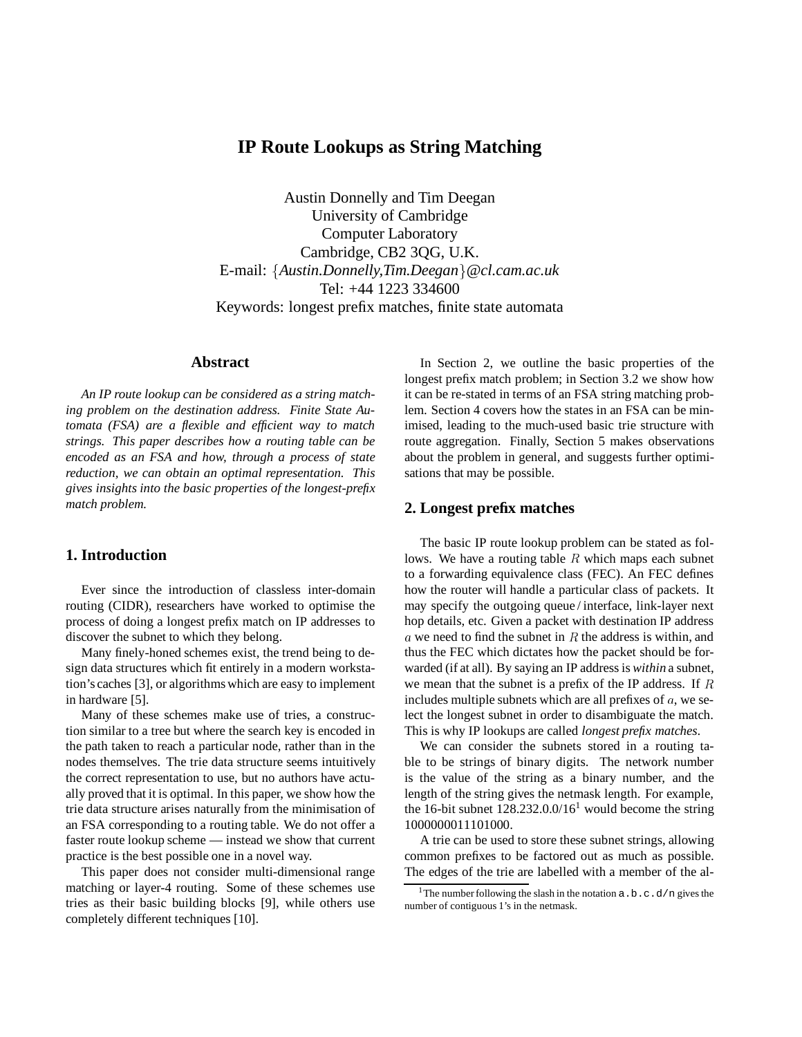# IP Route Lookups as String Matching

Austin Donnelly and Tim Deegan
University of Cambridge
Computer Laboratory
Cambridge, CB2 3QG, U.K.
E-mail: {*Austin.Donnelly,Tim.Deegan*}*@cl.cam.ac.uk*
Tel: +44 1223 334600
Keywords: longest prefix matches, finite state automata

## Abstract

*An IP route lookup can be considered as a string matching problem on the destination address. Finite State Automata (FSA) are a flexible and efficient way to match strings. This paper describes how a routing table can be encoded as an FSA and how, through a process of state reduction, we can obtain an optimal representation. This gives insights into the basic properties of the longest-prefix match problem.*

## 1. Introduction

Ever since the introduction of classless inter-domain routing (CIDR), researchers have worked to optimise the process of doing a longest prefix match on IP addresses to discover the subnet to which they belong.

Many finely-honed schemes exist, the trend being to design data structures which fit entirely in a modern workstation's caches [3], or algorithms which are easy to implement in hardware [5].

Many of these schemes make use of tries, a construction similar to a tree but where the search key is encoded in the path taken to reach a particular node, rather than in the nodes themselves. The trie data structure seems intuitively the correct representation to use, but no authors have actually proved that it is optimal. In this paper, we show how the trie data structure arises naturally from the minimisation of an FSA corresponding to a routing table. We do not offer a faster route lookup scheme — instead we show that current practice is the best possible one in a novel way.

This paper does not consider multi-dimensional range matching or layer-4 routing. Some of these schemes use tries as their basic building blocks [9], while others use completely different techniques [10].

In Section 2, we outline the basic properties of the longest prefix match problem; in Section 3.2 we show how it can be re-stated in terms of an FSA string matching problem. Section 4 covers how the states in an FSA can be minimised, leading to the much-used basic trie structure with route aggregation. Finally, Section 5 makes observations about the problem in general, and suggests further optimisations that may be possible.

## 2. Longest prefix matches

The basic IP route lookup problem can be stated as follows. We have a routing table $R$ which maps each subnet to a forwarding equivalence class (FEC). An FEC defines how the router will handle a particular class of packets. It may specify the outgoing queue / interface, link-layer next hop details, etc. Given a packet with destination IP address $a$ we need to find the subnet in $R$ the address is within, and thus the FEC which dictates how the packet should be forwarded (if at all). By saying an IP address is *within* a subnet, we mean that the subnet is a prefix of the IP address. If $R$ includes multiple subnets which are all prefixes of $a$, we select the longest subnet in order to disambiguate the match. This is why IP lookups are called *longest prefix matches*.

We can consider the subnets stored in a routing table to be strings of binary digits. The network number is the value of the string as a binary number, and the length of the string gives the netmask length. For example, the 16-bit subnet 128.232.0.0/16[1] would become the string 1000000011101000.

A trie can be used to store these subnet strings, allowing common prefixes to be factored out as much as possible. The edges of the trie are labelled with a member of the al-

[1] The number following the slash in the notation `a.b.c.d/n` gives the number of contiguous 1's in the netmask.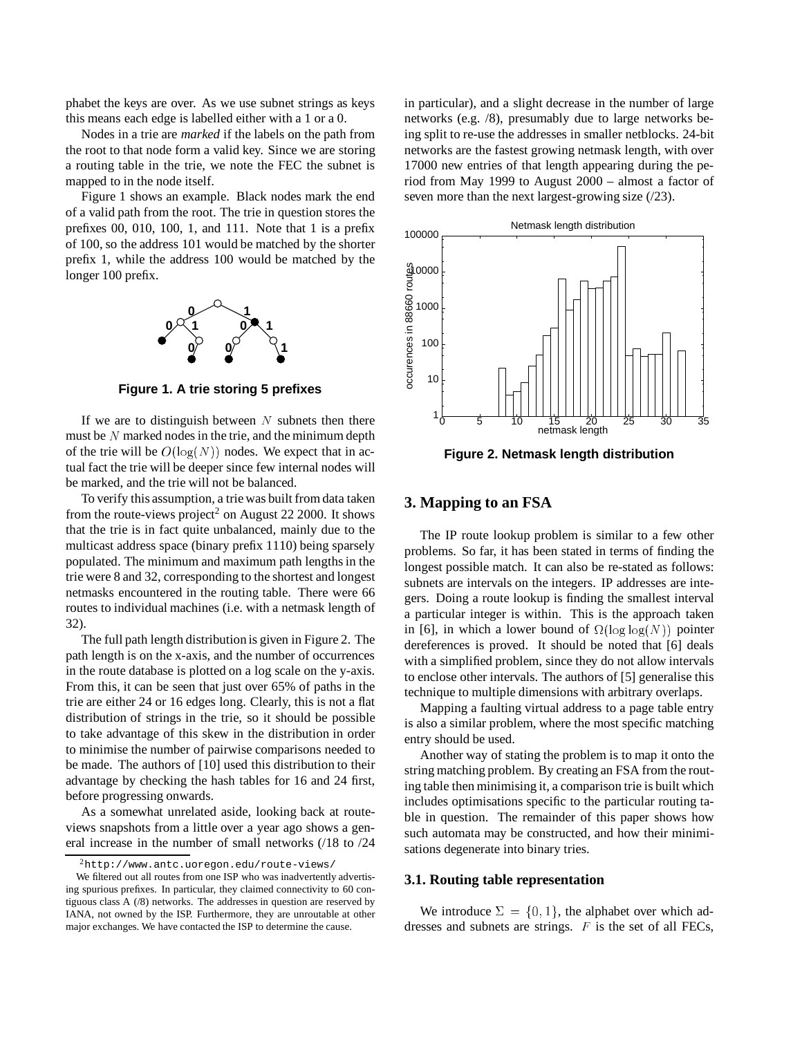phabet the keys are over. As we use subnet strings as keys this means each edge is labelled either with a 1 or a 0.

Nodes in a trie are *marked* if the labels on the path from the root to that node form a valid key. Since we are storing a routing table in the trie, we note the FEC the subnet is mapped to in the node itself.

Figure 1 shows an example. Black nodes mark the end of a valid path from the root. The trie in question stores the prefixes 00, 010, 100, 1, and 111. Note that 1 is a prefix of 100, so the address 101 would be matched by the shorter prefix 1, while the address 100 would be matched by the longer 100 prefix.

**Figure 1. A trie storing 5 prefixes**

If we are to distinguish between $N$ subnets then there must be $N$ marked nodes in the trie, and the minimum depth of the trie will be $O(\log(N))$ nodes. We expect that in actual fact the trie will be deeper since few internal nodes will be marked, and the trie will not be balanced.

To verify this assumption, a trie was built from data taken from the route-views project[2] on August 22 2000. It shows that the trie is in fact quite unbalanced, mainly due to the multicast address space (binary prefix 1110) being sparsely populated. The minimum and maximum path lengths in the trie were 8 and 32, corresponding to the shortest and longest netmasks encountered in the routing table. There were 66 routes to individual machines (i.e. with a netmask length of 32).

The full path length distribution is given in Figure 2. The path length is on the x-axis, and the number of occurrences in the route database is plotted on a log scale on the y-axis. From this, it can be seen that just over 65% of paths in the trie are either 24 or 16 edges long. Clearly, this is not a flat distribution of strings in the trie, so it should be possible to take advantage of this skew in the distribution in order to minimise the number of pairwise comparisons needed to be made. The authors of [10] used this distribution to their advantage by checking the hash tables for 16 and 24 first, before progressing onwards.

As a somewhat unrelated aside, looking back at route-views snapshots from a little over a year ago shows a general increase in the number of small networks (/18 to /24 in particular), and a slight decrease in the number of large networks (e.g. /8), presumably due to large networks being split to re-use the addresses in smaller netblocks. 24-bit networks are the fastest growing netmask length, with over 17000 new entries of that length appearing during the period from May 1999 to August 2000 – almost a factor of seven more than the next largest-growing size (/23).

**Figure 2. Netmask length distribution**

## 3. Mapping to an FSA

The IP route lookup problem is similar to a few other problems. So far, it has been stated in terms of finding the longest possible match. It can also be re-stated as follows: subnets are intervals on the integers. IP addresses are integers. Doing a route lookup is finding the smallest interval a particular integer is within. This is the approach taken in [6], in which a lower bound of $\Omega(\log\log(N))$ pointer dereferences is proved. It should be noted that [6] deals with a simplified problem, since they do not allow intervals to enclose other intervals. The authors of [5] generalise this technique to multiple dimensions with arbitrary overlaps.

Mapping a faulting virtual address to a page table entry is also a similar problem, where the most specific matching entry should be used.

Another way of stating the problem is to map it onto the string matching problem. By creating an FSA from the routing table then minimising it, a comparison trie is built which includes optimisations specific to the particular routing table in question. The remainder of this paper shows how such automata may be constructed, and how their minimisations degenerate into binary tries.

### 3.1. Routing table representation

We introduce $\Sigma = \{0, 1\}$, the alphabet over which addresses and subnets are strings. $F$ is the set of all FECs,

---

[2] http://www.antc.uoregon.edu/route-views/

We filtered out all routes from one ISP who was inadvertently advertising spurious prefixes. In particular, they claimed connectivity to 60 contiguous class A (/8) networks. The addresses in question are reserved by IANA, not owned by the ISP. Furthermore, they are unroutable at other major exchanges. We have contacted the ISP to determine the cause.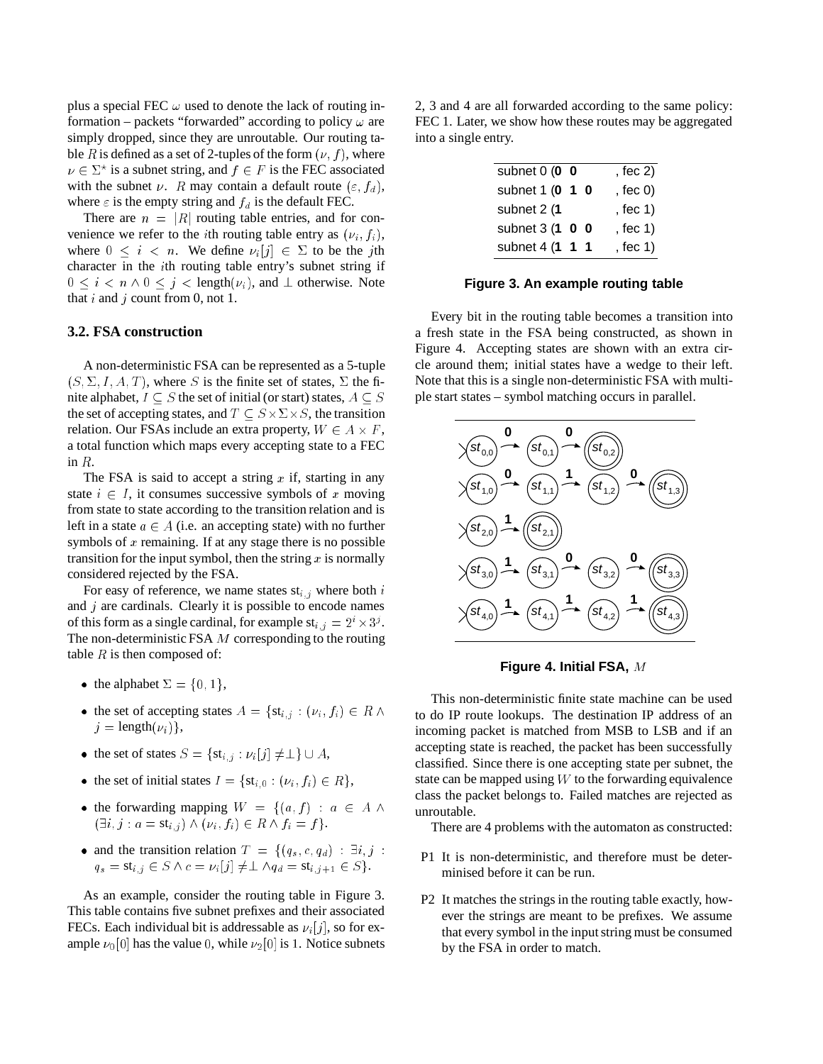plus a special FEC $\omega$ used to denote the lack of routing information – packets "forwarded" according to policy $\omega$ are simply dropped, since they are unroutable. Our routing table $R$ is defined as a set of 2-tuples of the form $(\nu, f)$, where $\nu \in \Sigma^\star$ is a subnet string, and $f \in F$ is the FEC associated with the subnet $\nu$. $R$ may contain a default route $(\varepsilon, f_d)$, where $\varepsilon$ is the empty string and $f_d$ is the default FEC.

There are $n = |R|$ routing table entries, and for convenience we refer to the $i$th routing table entry as $(\nu_i, f_i)$, where $0 \leq i < n$. We define $\nu_i[j] \in \Sigma$ to be the $j$th character in the $i$th routing table entry's subnet string if $0 \leq i < n \wedge 0 \leq j < \text{length}(\nu_i)$, and $\perp$ otherwise. Note that $i$ and $j$ count from 0, not 1.

### 3.2. FSA construction

A non-deterministic FSA can be represented as a 5-tuple $(S, \Sigma, I, A, T)$, where $S$ is the finite set of states, $\Sigma$ the finite alphabet, $I \subseteq S$ the set of initial (or start) states, $A \subseteq S$ the set of accepting states, and $T \subseteq S \times \Sigma \times S$, the transition relation. Our FSAs include an extra property, $W \in A \times F$, a total function which maps every accepting state to a FEC in $R$.

The FSA is said to accept a string $x$ if, starting in any state $i \in I$, it consumes successive symbols of $x$ moving from state to state according to the transition relation and is left in a state $a \in A$ (i.e. an accepting state) with no further symbols of $x$ remaining. If at any stage there is no possible transition for the input symbol, then the string $x$ is normally considered rejected by the FSA.

For easy of reference, we name states $\text{st}_{i,j}$ where both $i$ and $j$ are cardinals. Clearly it is possible to encode names of this form as a single cardinal, for example $\text{st}_{i,j} = 2^i \times 3^j$. The non-deterministic FSA $M$ corresponding to the routing table $R$ is then composed of:

- the alphabet $\Sigma = \{0, 1\}$,
- the set of accepting states $A = \{\text{st}_{i,j} : (\nu_i, f_i) \in R \wedge j = \text{length}(\nu_i)\}$,
- the set of states $S = \{\text{st}_{i,j} : \nu_i[j] \neq \perp\} \cup A$,
- the set of initial states $I = \{\text{st}_{i,0} : (\nu_i, f_i) \in R\}$,
- the forwarding mapping $W = \{(a, f) : a \in A \wedge (\exists i, j : a = \text{st}_{i,j}) \wedge (\nu_i, f_i) \in R \wedge f_i = f\}$.
- and the transition relation $T = \{(q_s, c, q_d) : \exists i, j : q_s = \text{st}_{i,j} \in S \wedge c = \nu_i[j] \neq \perp \wedge q_d = \text{st}_{i,j+1} \in S\}$.

As an example, consider the routing table in Figure 3. This table contains five subnet prefixes and their associated FECs. Each individual bit is addressable as $\nu_i[j]$, so for example $\nu_0[0]$ has the value 0, while $\nu_2[0]$ is 1. Notice subnets 2, 3 and 4 are all forwarded according to the same policy: FEC 1. Later, we show how these routes may be aggregated into a single entry.

| | |
|---|---|
| subnet 0 (**0 0** | , fec 2) |
| subnet 1 (**0 1 0** | , fec 0) |
| subnet 2 (**1** | , fec 1) |
| subnet 3 (**1 0 0** | , fec 1) |
| subnet 4 (**1 1 1** | , fec 1) |

**Figure 3. An example routing table**

Every bit in the routing table becomes a transition into a fresh state in the FSA being constructed, as shown in Figure 4. Accepting states are shown with an extra circle around them; initial states have a wedge to their left. Note that this is a single non-deterministic FSA with multiple start states – symbol matching occurs in parallel.

**Figure 4. Initial FSA,** $M$

This non-deterministic finite state machine can be used to do IP route lookups. The destination IP address of an incoming packet is matched from MSB to LSB and if an accepting state is reached, the packet has been successfully classified. Since there is one accepting state per subnet, the state can be mapped using $W$ to the forwarding equivalence class the packet belongs to. Failed matches are rejected as unroutable.

There are 4 problems with the automaton as constructed:

- P1 It is non-deterministic, and therefore must be determinised before it can be run.
- P2 It matches the strings in the routing table exactly, however the strings are meant to be prefixes. We assume that every symbol in the input string must be consumed by the FSA in order to match.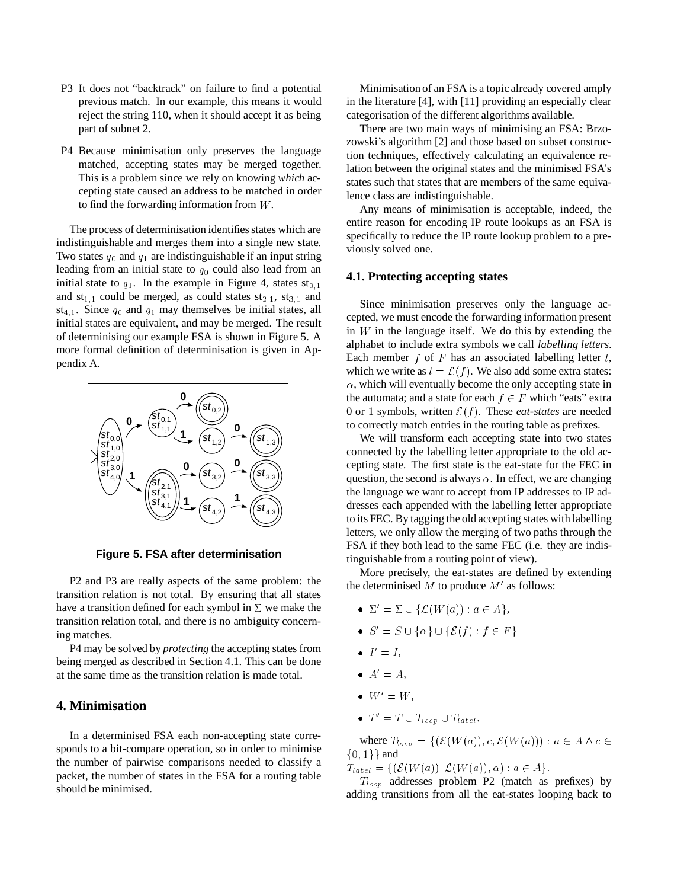P3 It does not "backtrack" on failure to find a potential previous match. In our example, this means it would reject the string 110, when it should accept it as being part of subnet 2.

P4 Because minimisation only preserves the language matched, accepting states may be merged together. This is a problem since we rely on knowing *which* accepting state caused an address to be matched in order to find the forwarding information from $W$.

The process of determinisation identifies states which are indistinguishable and merges them into a single new state. Two states $q_0$ and $q_1$ are indistinguishable if an input string leading from an initial state to $q_0$ could also lead from an initial state to $q_1$. In the example in Figure 4, states $\mathrm{st}_{0,1}$ and $\mathrm{st}_{1,1}$ could be merged, as could states $\mathrm{st}_{2,1}$, $\mathrm{st}_{3,1}$ and $\mathrm{st}_{4,1}$. Since $q_0$ and $q_1$ may themselves be initial states, all initial states are equivalent, and may be merged. The result of determinising our example FSA is shown in Figure 5. A more formal definition of determinisation is given in Appendix A.

**Figure 5. FSA after determinisation**

P2 and P3 are really aspects of the same problem: the transition relation is not total. By ensuring that all states have a transition defined for each symbol in $\Sigma$ we make the transition relation total, and there is no ambiguity concerning matches.

P4 may be solved by *protecting* the accepting states from being merged as described in Section 4.1. This can be done at the same time as the transition relation is made total.

## 4. Minimisation

In a determinised FSA each non-accepting state corresponds to a bit-compare operation, so in order to minimise the number of pairwise comparisons needed to classify a packet, the number of states in the FSA for a routing table should be minimised.

Minimisation of an FSA is a topic already covered amply in the literature [4], with [11] providing an especially clear categorisation of the different algorithms available.

There are two main ways of minimising an FSA: Brzozowski's algorithm [2] and those based on subset construction techniques, effectively calculating an equivalence relation between the original states and the minimised FSA's states such that states that are members of the same equivalence class are indistinguishable.

Any means of minimisation is acceptable, indeed, the entire reason for encoding IP route lookups as an FSA is specifically to reduce the IP route lookup problem to a previously solved one.

### 4.1. Protecting accepting states

Since minimisation preserves only the language accepted, we must encode the forwarding information present in $W$ in the language itself. We do this by extending the alphabet to include extra symbols we call *labelling letters*. Each member $f$ of $F$ has an associated labelling letter $l$, which we write as $l = \mathcal{L}(f)$. We also add some extra states: $\alpha$, which will eventually become the only accepting state in the automata; and a state for each $f \in F$ which "eats" extra 0 or 1 symbols, written $\mathcal{E}(f)$. These *eat-states* are needed to correctly match entries in the routing table as prefixes.

We will transform each accepting state into two states connected by the labelling letter appropriate to the old accepting state. The first state is the eat-state for the FEC in question, the second is always $\alpha$. In effect, we are changing the language we want to accept from IP addresses to IP addresses each appended with the labelling letter appropriate to its FEC. By tagging the old accepting states with labelling letters, we only allow the merging of two paths through the FSA if they both lead to the same FEC (i.e. they are indistinguishable from a routing point of view).

More precisely, the eat-states are defined by extending the determinised $M$ to produce $M'$ as follows:

- $\Sigma' = \Sigma \cup \{\mathcal{L}(W(a)) : a \in A\}$,
- $S' = S \cup \{\alpha\} \cup \{\mathcal{E}(f) : f \in F\}$
- $I' = I$,
- $A' = A$,
- $W' = W$,
- $T' = T \cup T_{loop} \cup T_{label}$.

where $T_{loop} = \{(\mathcal{E}(W(a)), c, \mathcal{E}(W(a))) : a \in A \wedge c \in \{0, 1\}\}$ and
$T_{label} = \{(\mathcal{E}(W(a)), \mathcal{L}(W(a)), \alpha) : a \in A\}$.

$T_{loop}$ addresses problem P2 (match as prefixes) by adding transitions from all the eat-states looping back to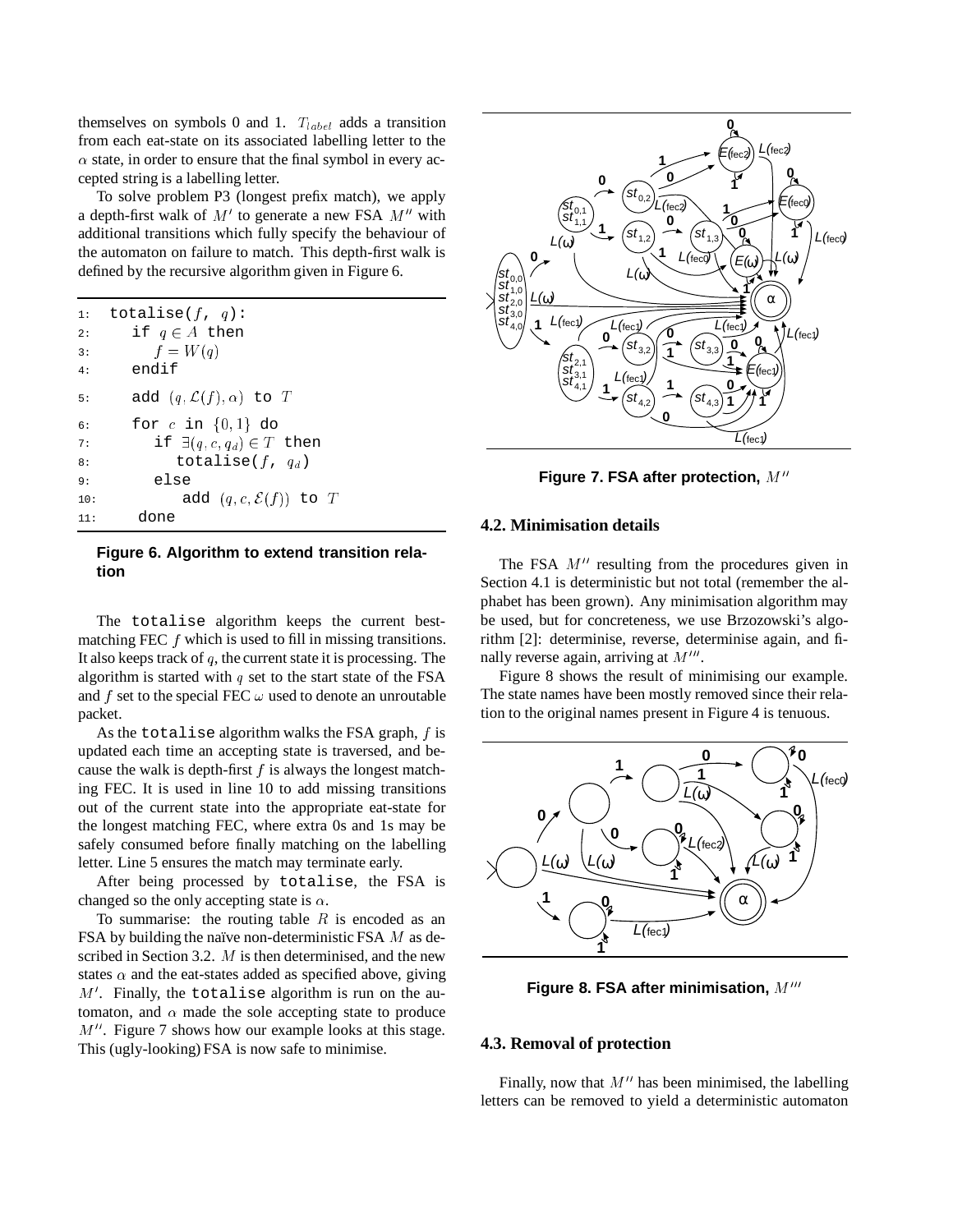themselves on symbols 0 and 1. $T_{label}$ adds a transition from each eat-state on its associated labelling letter to the $\alpha$ state, in order to ensure that the final symbol in every accepted string is a labelling letter.

To solve problem P3 (longest prefix match), we apply a depth-first walk of $M'$ to generate a new FSA $M''$ with additional transitions which fully specify the behaviour of the automaton on failure to match. This depth-first walk is defined by the recursive algorithm given in Figure 6.

```
1:  totalise(f, q):
2:     if q ∈ A then
3:        f = W(q)
4:     endif
5:     add (q, L(f), α) to T
6:     for c in {0,1} do
7:        if ∃(q, c, q_d) ∈ T then
8:           totalise(f, q_d)
9:        else
10:          add (q, c, E(f)) to T
11:    done
```

**Figure 6. Algorithm to extend transition relation**

The `totalise` algorithm keeps the current best-matching FEC $f$ which is used to fill in missing transitions. It also keeps track of $q$, the current state it is processing. The algorithm is started with $q$ set to the start state of the FSA and $f$ set to the special FEC $\omega$ used to denote an unroutable packet.

As the `totalise` algorithm walks the FSA graph, $f$ is updated each time an accepting state is traversed, and because the walk is depth-first $f$ is always the longest matching FEC. It is used in line 10 to add missing transitions out of the current state into the appropriate eat-state for the longest matching FEC, where extra 0s and 1s may be safely consumed before finally matching on the labelling letter. Line 5 ensures the match may terminate early.

After being processed by `totalise`, the FSA is changed so the only accepting state is $\alpha$.

To summarise: the routing table $R$ is encoded as an FSA by building the naïve non-deterministic FSA $M$ as described in Section 3.2. $M$ is then determinised, and the new states $\alpha$ and the eat-states added as specified above, giving $M'$. Finally, the `totalise` algorithm is run on the automaton, and $\alpha$ made the sole accepting state to produce $M''$. Figure 7 shows how our example looks at this stage. This (ugly-looking) FSA is now safe to minimise.

**Figure 7. FSA after protection, $M''$**

## 4.2. Minimisation details

The FSA $M''$ resulting from the procedures given in Section 4.1 is deterministic but not total (remember the alphabet has been grown). Any minimisation algorithm may be used, but for concreteness, we use Brzozowski's algorithm [2]: determinise, reverse, determinise again, and finally reverse again, arriving at $M'''$.

Figure 8 shows the result of minimising our example. The state names have been mostly removed since their relation to the original names present in Figure 4 is tenuous.

**Figure 8. FSA after minimisation, $M'''$**

## 4.3. Removal of protection

Finally, now that $M''$ has been minimised, the labelling letters can be removed to yield a deterministic automaton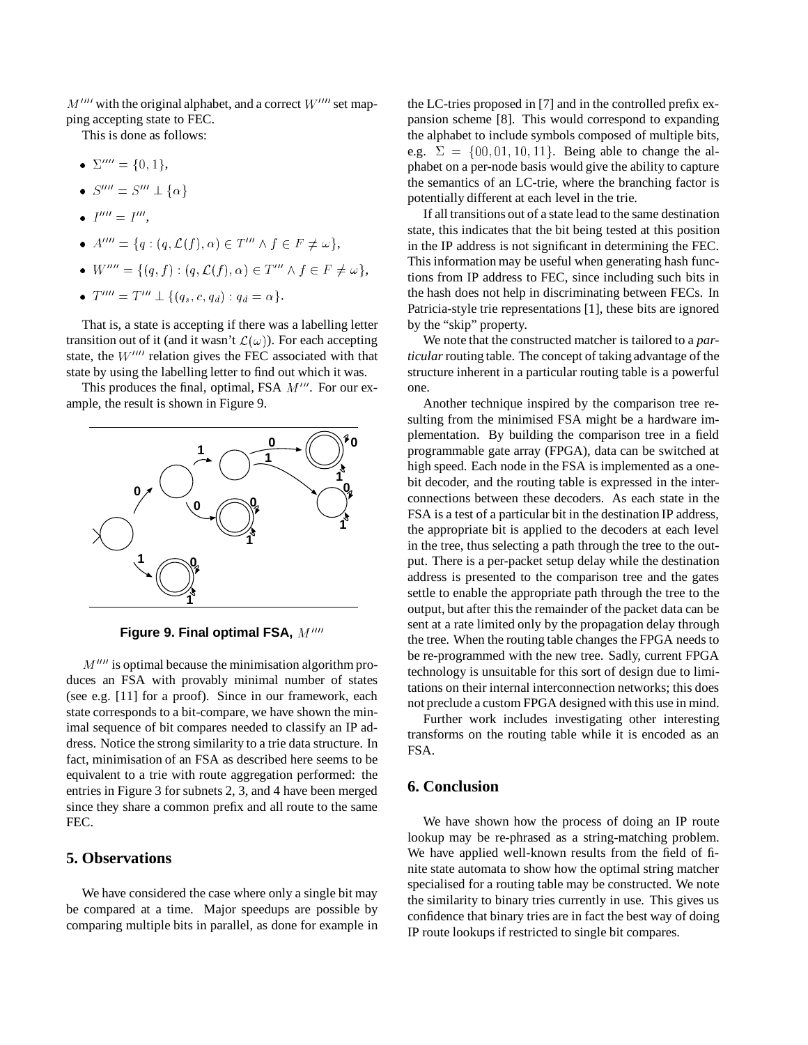$M''''$ with the original alphabet, and a correct $W''''$ set mapping accepting state to FEC.

This is done as follows:

- $\Sigma'''' = \{0, 1\}$,
- $S'''' = S''' \perp \{\alpha\}$
- $I'''' = I'''$,
- $A'''' = \{q : (q, \mathcal{L}(f), \alpha) \in T''' \wedge f \in F \neq \omega\}$,
- $W'''' = \{(q, f) : (q, \mathcal{L}(f), \alpha) \in T''' \wedge f \in F \neq \omega\}$,
- $T'''' = T''' \perp \{(q_s, c, q_d) : q_d = \alpha\}$.

That is, a state is accepting if there was a labelling letter transition out of it (and it wasn't $\mathcal{L}(\omega)$). For each accepting state, the $W''''$ relation gives the FEC associated with that state by using the labelling letter to find out which it was.

This produces the final, optimal, FSA $M'''$. For our example, the result is shown in Figure 9.

**Figure 9. Final optimal FSA, $M''''$**

$M''''$ is optimal because the minimisation algorithm produces an FSA with provably minimal number of states (see e.g. [11] for a proof). Since in our framework, each state corresponds to a bit-compare, we have shown the minimal sequence of bit compares needed to classify an IP address. Notice the strong similarity to a trie data structure. In fact, minimisation of an FSA as described here seems to be equivalent to a trie with route aggregation performed: the entries in Figure 3 for subnets 2, 3, and 4 have been merged since they share a common prefix and all route to the same FEC.

## 5. Observations

We have considered the case where only a single bit may be compared at a time. Major speedups are possible by comparing multiple bits in parallel, as done for example in the LC-tries proposed in [7] and in the controlled prefix expansion scheme [8]. This would correspond to expanding the alphabet to include symbols composed of multiple bits, e.g. $\Sigma = \{00, 01, 10, 11\}$. Being able to change the alphabet on a per-node basis would give the ability to capture the semantics of an LC-trie, where the branching factor is potentially different at each level in the trie.

If all transitions out of a state lead to the same destination state, this indicates that the bit being tested at this position in the IP address is not significant in determining the FEC. This information may be useful when generating hash functions from IP address to FEC, since including such bits in the hash does not help in discriminating between FECs. In Patricia-style trie representations [1], these bits are ignored by the "skip" property.

We note that the constructed matcher is tailored to a *particular* routing table. The concept of taking advantage of the structure inherent in a particular routing table is a powerful one.

Another technique inspired by the comparison tree resulting from the minimised FSA might be a hardware implementation. By building the comparison tree in a field programmable gate array (FPGA), data can be switched at high speed. Each node in the FSA is implemented as a one-bit decoder, and the routing table is expressed in the interconnections between these decoders. As each state in the FSA is a test of a particular bit in the destination IP address, the appropriate bit is applied to the decoders at each level in the tree, thus selecting a path through the tree to the output. There is a per-packet setup delay while the destination address is presented to the comparison tree and the gates settle to enable the appropriate path through the tree to the output, but after this the remainder of the packet data can be sent at a rate limited only by the propagation delay through the tree. When the routing table changes the FPGA needs to be re-programmed with the new tree. Sadly, current FPGA technology is unsuitable for this sort of design due to limitations on their internal interconnection networks; this does not preclude a custom FPGA designed with this use in mind.

Further work includes investigating other interesting transforms on the routing table while it is encoded as an FSA.

## 6. Conclusion

We have shown how the process of doing an IP route lookup may be re-phrased as a string-matching problem. We have applied well-known results from the field of finite state automata to show how the optimal string matcher specialised for a routing table may be constructed. We note the similarity to binary tries currently in use. This gives us confidence that binary tries are in fact the best way of doing IP route lookups if restricted to single bit compares.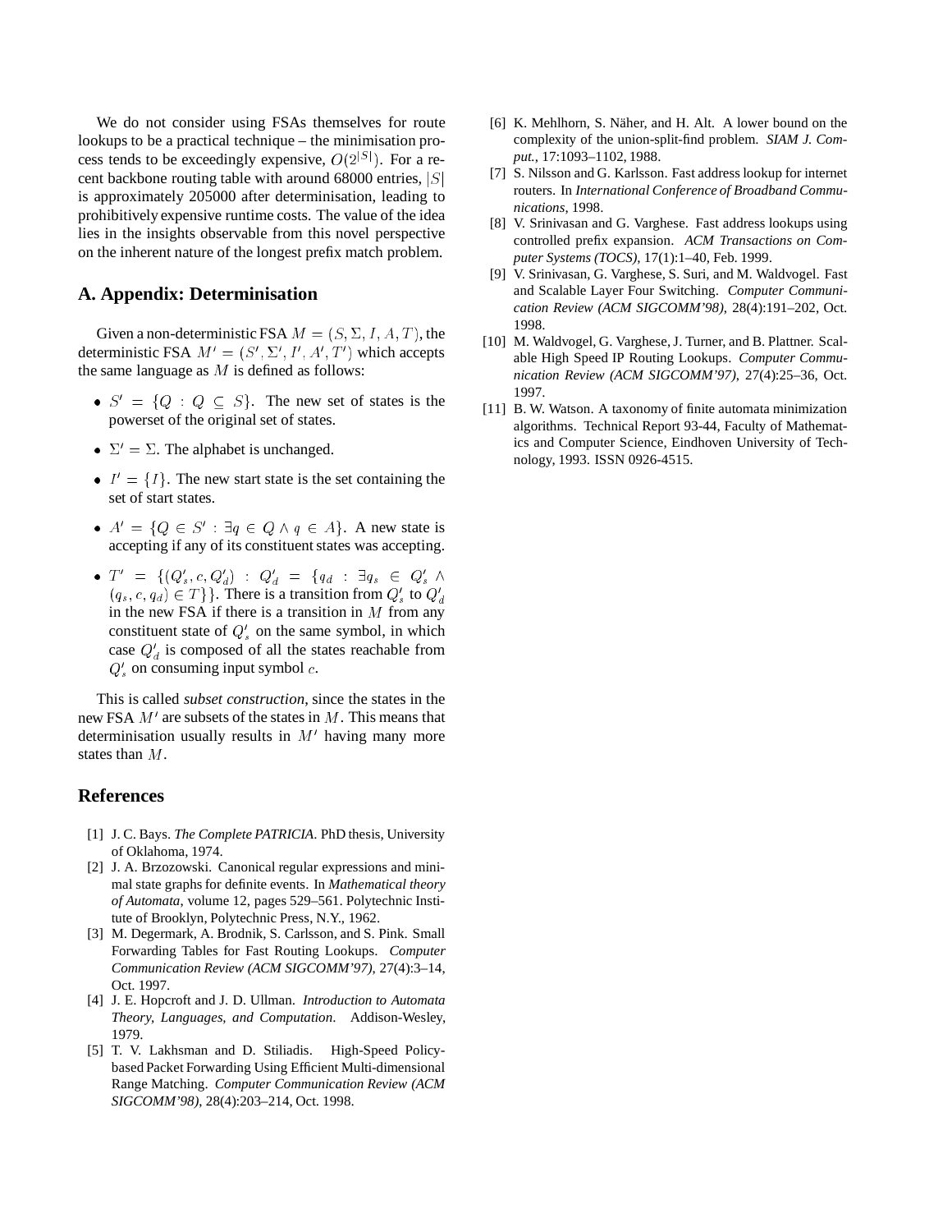We do not consider using FSAs themselves for route lookups to be a practical technique – the minimisation process tends to be exceedingly expensive, $O(2^{|S|})$. For a recent backbone routing table with around 68000 entries, $|S|$ is approximately 205000 after determinisation, leading to prohibitively expensive runtime costs. The value of the idea lies in the insights observable from this novel perspective on the inherent nature of the longest prefix match problem.

## A. Appendix: Determinisation

Given a non-deterministic FSA $M = (S, \Sigma, I, A, T)$, the deterministic FSA $M' = (S', \Sigma', I', A', T')$ which accepts the same language as $M$ is defined as follows:

- $S' = \{Q : Q \subseteq S\}$. The new set of states is the powerset of the original set of states.
- $\Sigma' = \Sigma$. The alphabet is unchanged.
- $I' = \{I\}$. The new start state is the set containing the set of start states.
- $A' = \{Q \in S' : \exists q \in Q \wedge q \in A\}$. A new state is accepting if any of its constituent states was accepting.
- $T' = \{(Q'_s, c, Q'_d) : Q'_d = \{q_d : \exists q_s \in Q'_s \wedge (q_s, c, q_d) \in T\}\}$. There is a transition from $Q'_s$ to $Q'_d$ in the new FSA if there is a transition in $M$ from any constituent state of $Q'_s$ on the same symbol, in which case $Q'_d$ is composed of all the states reachable from $Q'_s$ on consuming input symbol $c$.

This is called *subset construction*, since the states in the new FSA $M'$ are subsets of the states in $M$. This means that determinisation usually results in $M'$ having many more states than $M$.

## References

[1] J. C. Bays. *The Complete PATRICIA*. PhD thesis, University of Oklahoma, 1974.

[2] J. A. Brzozowski. Canonical regular expressions and minimal state graphs for definite events. In *Mathematical theory of Automata*, volume 12, pages 529–561. Polytechnic Institute of Brooklyn, Polytechnic Press, N.Y., 1962.

[3] M. Degermark, A. Brodnik, S. Carlsson, and S. Pink. Small Forwarding Tables for Fast Routing Lookups. *Computer Communication Review (ACM SIGCOMM'97)*, 27(4):3–14, Oct. 1997.

[4] J. E. Hopcroft and J. D. Ullman. *Introduction to Automata Theory, Languages, and Computation*. Addison-Wesley, 1979.

[5] T. V. Lakhsman and D. Stiliadis. High-Speed Policy-based Packet Forwarding Using Efficient Multi-dimensional Range Matching. *Computer Communication Review (ACM SIGCOMM'98)*, 28(4):203–214, Oct. 1998.

[6] K. Mehlhorn, S. Näher, and H. Alt. A lower bound on the complexity of the union-split-find problem. *SIAM J. Comput.*, 17:1093–1102, 1988.

[7] S. Nilsson and G. Karlsson. Fast address lookup for internet routers. In *International Conference of Broadband Communications*, 1998.

[8] V. Srinivasan and G. Varghese. Fast address lookups using controlled prefix expansion. *ACM Transactions on Computer Systems (TOCS)*, 17(1):1–40, Feb. 1999.

[9] V. Srinivasan, G. Varghese, S. Suri, and M. Waldvogel. Fast and Scalable Layer Four Switching. *Computer Communication Review (ACM SIGCOMM'98)*, 28(4):191–202, Oct. 1998.

[10] M. Waldvogel, G. Varghese, J. Turner, and B. Plattner. Scalable High Speed IP Routing Lookups. *Computer Communication Review (ACM SIGCOMM'97)*, 27(4):25–36, Oct. 1997.

[11] B. W. Watson. A taxonomy of finite automata minimization algorithms. Technical Report 93-44, Faculty of Mathematics and Computer Science, Eindhoven University of Technology, 1993. ISSN 0926-4515.